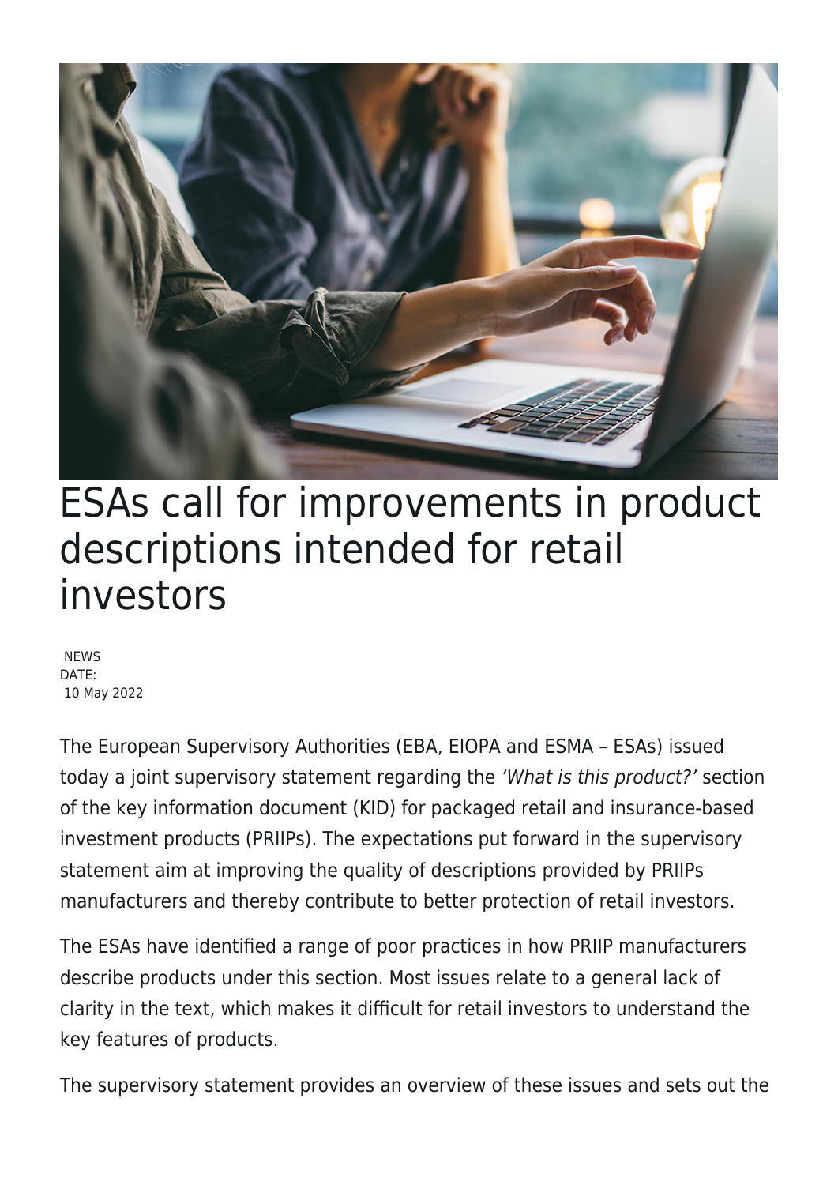# ESAs call for improvements in product descriptions intended for retail investors

NEWS
DATE:
10 May 2022

The European Supervisory Authorities (EBA, EIOPA and ESMA – ESAs) issued today a joint supervisory statement regarding the *'What is this product?'* section of the key information document (KID) for packaged retail and insurance-based investment products (PRIIPs). The expectations put forward in the supervisory statement aim at improving the quality of descriptions provided by PRIIPs manufacturers and thereby contribute to better protection of retail investors.

The ESAs have identified a range of poor practices in how PRIIP manufacturers describe products under this section. Most issues relate to a general lack of clarity in the text, which makes it difficult for retail investors to understand the key features of products.

The supervisory statement provides an overview of these issues and sets out the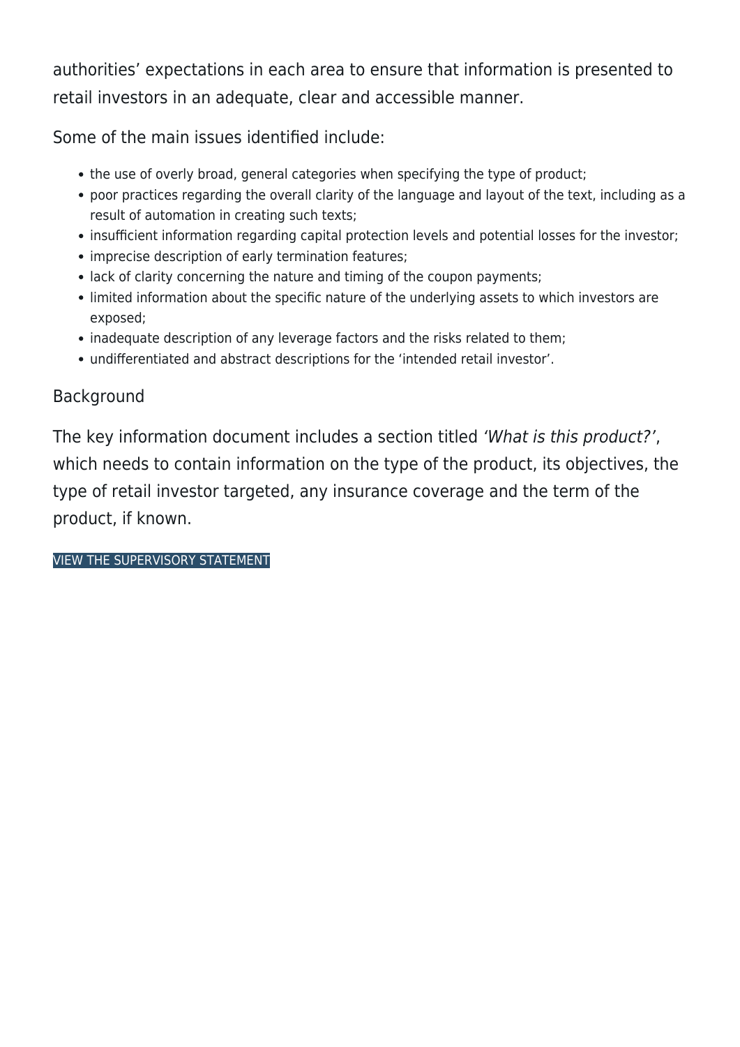authorities' expectations in each area to ensure that information is presented to retail investors in an adequate, clear and accessible manner.

Some of the main issues identified include:

- the use of overly broad, general categories when specifying the type of product;
- poor practices regarding the overall clarity of the language and layout of the text, including as a result of automation in creating such texts;
- insufficient information regarding capital protection levels and potential losses for the investor;
- imprecise description of early termination features;
- lack of clarity concerning the nature and timing of the coupon payments;
- limited information about the specific nature of the underlying assets to which investors are exposed;
- inadequate description of any leverage factors and the risks related to them;
- undifferentiated and abstract descriptions for the 'intended retail investor'.

## Background

The key information document includes a section titled *'What is this product?'*, which needs to contain information on the type of the product, its objectives, the type of retail investor targeted, any insurance coverage and the term of the product, if known.

VIEW THE SUPERVISORY STATEMENT